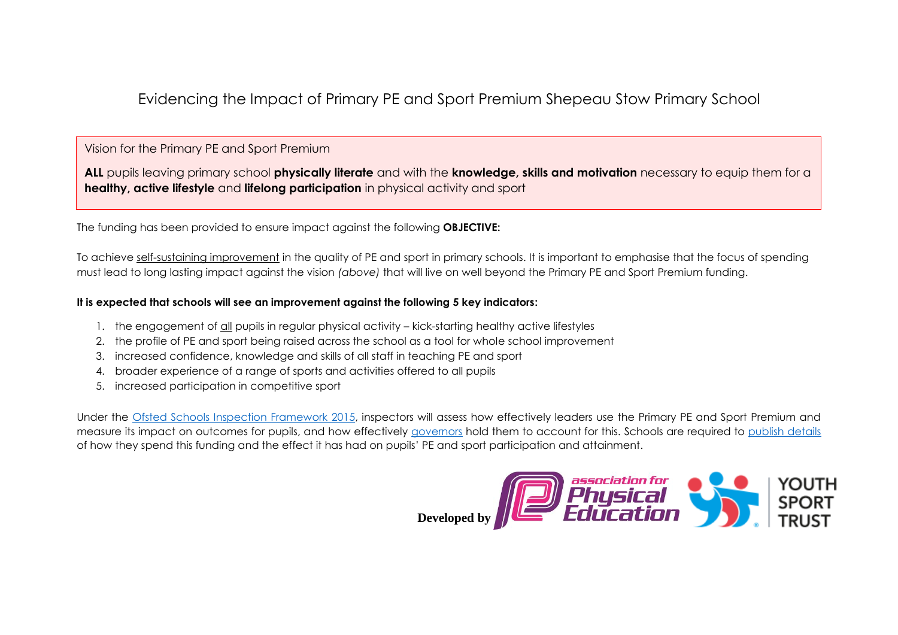# Evidencing the Impact of Primary PE and Sport Premium Shepeau Stow Primary School

Vision for the Primary PE and Sport Premium

**ALL** pupils leaving primary school **physically literate** and with the **knowledge, skills and motivation** necessary to equip them for a **healthy, active lifestyle** and **lifelong participation** in physical activity and sport

The funding has been provided to ensure impact against the following **OBJECTIVE:**

To achieve self-sustaining improvement in the quality of PE and sport in primary schools. It is important to emphasise that the focus of spending must lead to long lasting impact against the vision *(above)* that will live on well beyond the Primary PE and Sport Premium funding.

**It is expected that schools will see an improvement against the following 5 key indicators:**

1. the engagement of all pupils in regular physical activity – kick-starting healthy active lifestyles
2. the profile of PE and sport being raised across the school as a tool for whole school improvement
3. increased confidence, knowledge and skills of all staff in teaching PE and sport
4. broader experience of a range of sports and activities offered to all pupils
5. increased participation in competitive sport

Under the Ofsted Schools Inspection Framework 2015, inspectors will assess how effectively leaders use the Primary PE and Sport Premium and measure its impact on outcomes for pupils, and how effectively governors hold them to account for this. Schools are required to publish details of how they spend this funding and the effect it has had on pupils' PE and sport participation and attainment.

**Developed by** association for Physical Education | YOUTH SPORT TRUST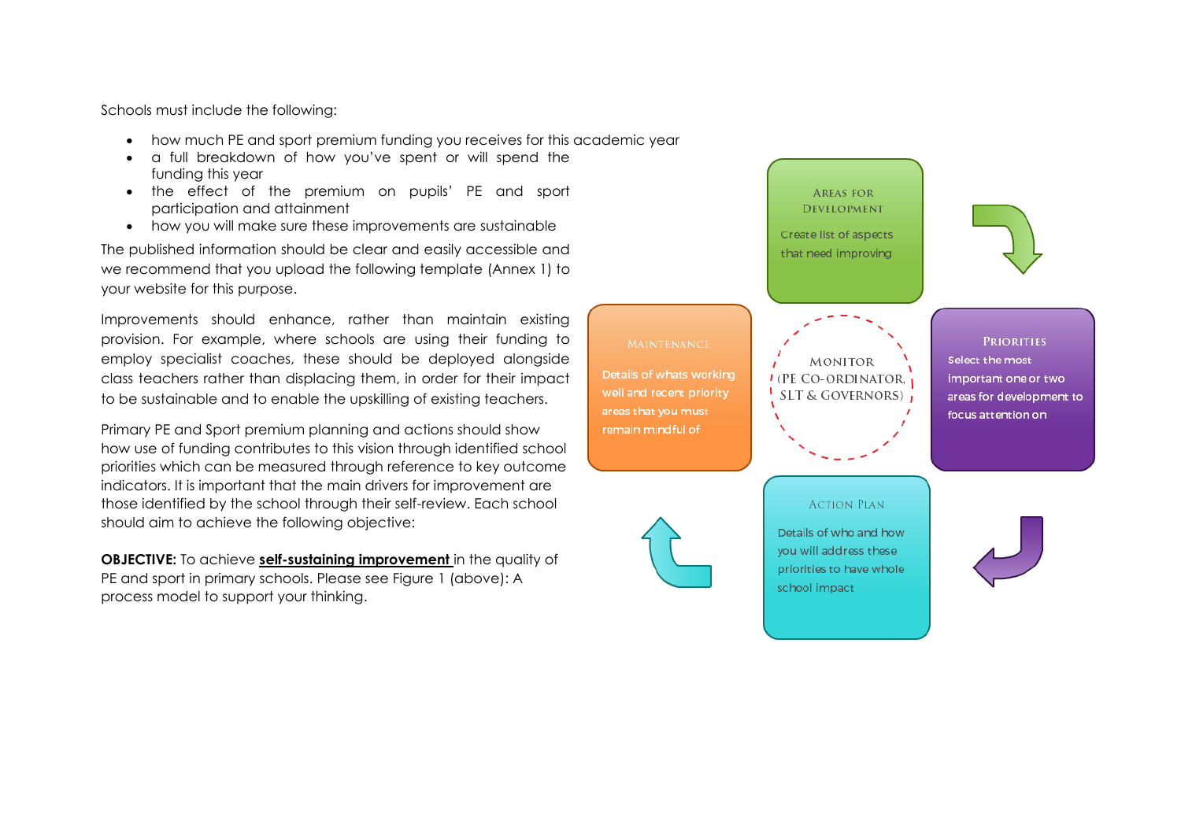Schools must include the following:

- how much PE and sport premium funding you receives for this academic year
- a full breakdown of how you've spent or will spend the funding this year
- the effect of the premium on pupils' PE and sport participation and attainment
- how you will make sure these improvements are sustainable

The published information should be clear and easily accessible and we recommend that you upload the following template (Annex 1) to your website for this purpose.

Improvements should enhance, rather than maintain existing provision. For example, where schools are using their funding to employ specialist coaches, these should be deployed alongside class teachers rather than displacing them, in order for their impact to be sustainable and to enable the upskilling of existing teachers.

Primary PE and Sport premium planning and actions should show how use of funding contributes to this vision through identified school priorities which can be measured through reference to key outcome indicators. It is important that the main drivers for improvement are those identified by the school through their self-review. Each school should aim to achieve the following objective:

**OBJECTIVE:** To achieve **self-sustaining improvement** in the quality of PE and sport in primary schools. Please see Figure 1 (above): A process model to support your thinking.

**Areas for Development**
Create list of aspects that need improving

**Priorities**
Select the most important one or two areas for development to focus attention on

**Action Plan**
Details of who and how you will address these priorities to have whole school impact

**Maintenance**
Details of whats working well and recent priority areas that you must remain mindful of

**Monitor**
(PE Co-ordinator, SLT & Governors)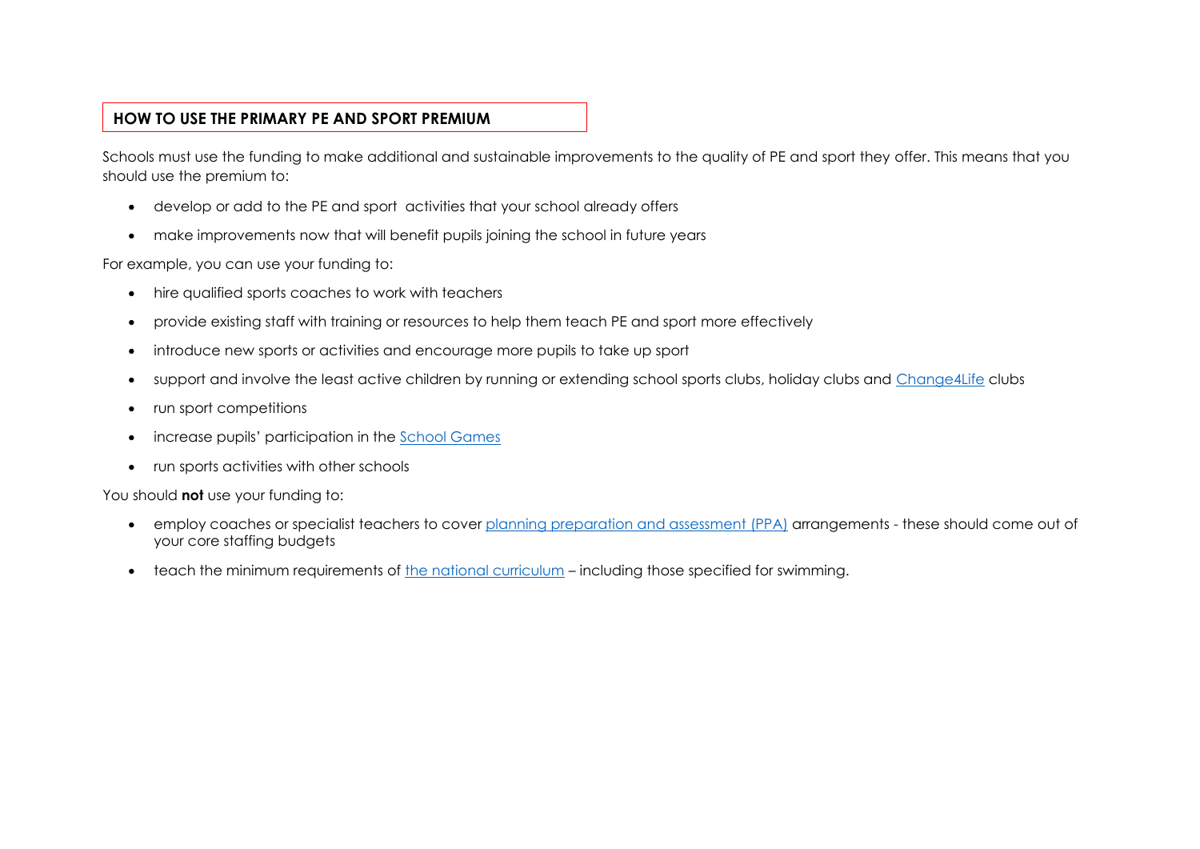## HOW TO USE THE PRIMARY PE AND SPORT PREMIUM

Schools must use the funding to make additional and sustainable improvements to the quality of PE and sport they offer. This means that you should use the premium to:

- develop or add to the PE and sport activities that your school already offers
- make improvements now that will benefit pupils joining the school in future years

For example, you can use your funding to:

- hire qualified sports coaches to work with teachers
- provide existing staff with training or resources to help them teach PE and sport more effectively
- introduce new sports or activities and encourage more pupils to take up sport
- support and involve the least active children by running or extending school sports clubs, holiday clubs and Change4Life clubs
- run sport competitions
- increase pupils' participation in the School Games
- run sports activities with other schools

You should **not** use your funding to:

- employ coaches or specialist teachers to cover planning preparation and assessment (PPA) arrangements - these should come out of your core staffing budgets
- teach the minimum requirements of the national curriculum – including those specified for swimming.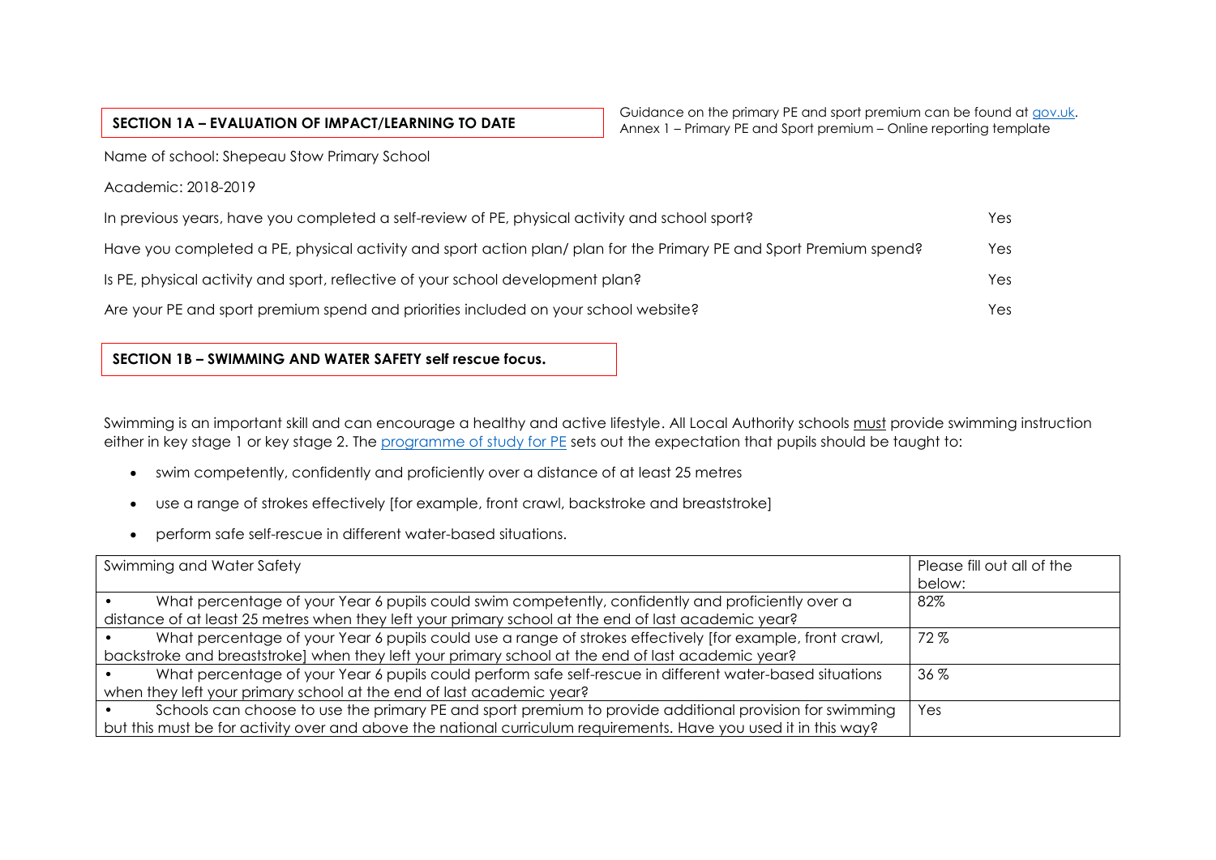## SECTION 1A – EVALUATION OF IMPACT/LEARNING TO DATE

Guidance on the primary PE and sport premium can be found at [gov.uk](gov.uk).
Annex 1 – Primary PE and Sport premium – Online reporting template

Name of school: Shepeau Stow Primary School

Academic: 2018-2019

| | |
|---|---|
| In previous years, have you completed a self-review of PE, physical activity and school sport? | Yes |
| Have you completed a PE, physical activity and sport action plan/ plan for the Primary PE and Sport Premium spend? | Yes |
| Is PE, physical activity and sport, reflective of your school development plan? | Yes |
| Are your PE and sport premium spend and priorities included on your school website? | Yes |

## SECTION 1B – SWIMMING AND WATER SAFETY self rescue focus.

Swimming is an important skill and can encourage a healthy and active lifestyle. All Local Authority schools must provide swimming instruction either in key stage 1 or key stage 2. The [programme of study for PE](programme of study for PE) sets out the expectation that pupils should be taught to:

- swim competently, confidently and proficiently over a distance of at least 25 metres
- use a range of strokes effectively [for example, front crawl, backstroke and breaststroke]
- perform safe self-rescue in different water-based situations.

| Swimming and Water Safety | Please fill out all of the below: |
|---|---|
| • What percentage of your Year 6 pupils could swim competently, confidently and proficiently over a distance of at least 25 metres when they left your primary school at the end of last academic year? | 82% |
| • What percentage of your Year 6 pupils could use a range of strokes effectively [for example, front crawl, backstroke and breaststroke] when they left your primary school at the end of last academic year? | 72 % |
| • What percentage of your Year 6 pupils could perform safe self-rescue in different water-based situations when they left your primary school at the end of last academic year? | 36 % |
| • Schools can choose to use the primary PE and sport premium to provide additional provision for swimming but this must be for activity over and above the national curriculum requirements. Have you used it in this way? | Yes |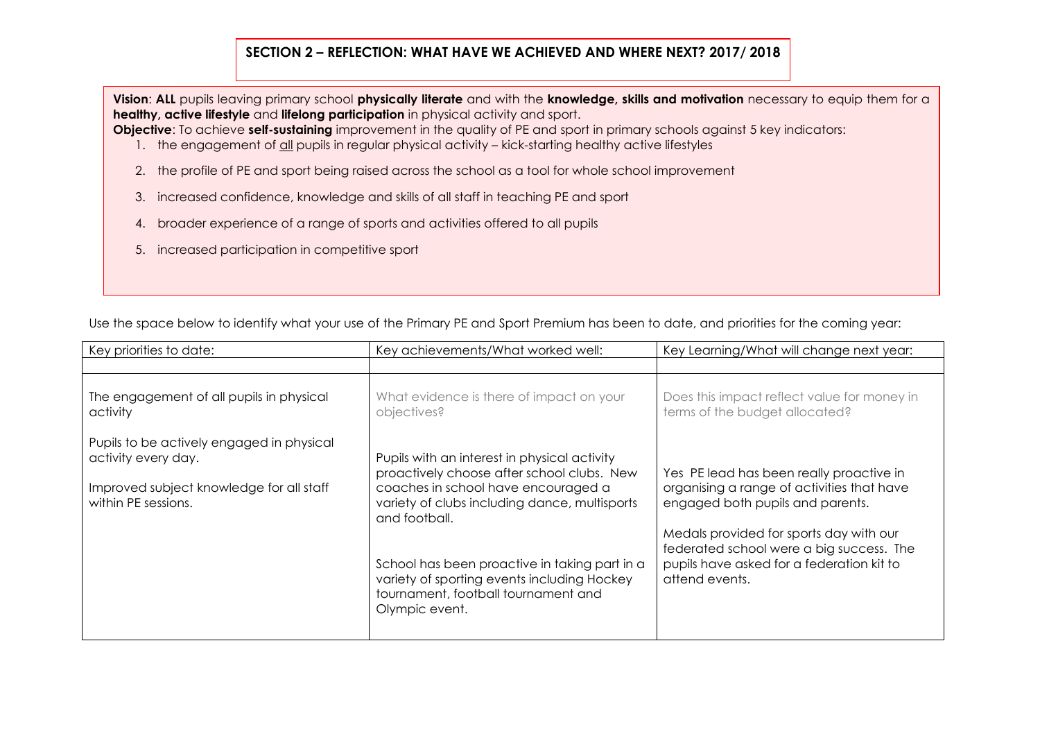## SECTION 2 – REFLECTION: WHAT HAVE WE ACHIEVED AND WHERE NEXT? 2017/ 2018

**Vision**: **ALL** pupils leaving primary school **physically literate** and with the **knowledge, skills and motivation** necessary to equip them for a **healthy, active lifestyle** and **lifelong participation** in physical activity and sport.

**Objective**: To achieve **self-sustaining** improvement in the quality of PE and sport in primary schools against 5 key indicators:

1. the engagement of all pupils in regular physical activity – kick-starting healthy active lifestyles
2. the profile of PE and sport being raised across the school as a tool for whole school improvement
3. increased confidence, knowledge and skills of all staff in teaching PE and sport
4. broader experience of a range of sports and activities offered to all pupils
5. increased participation in competitive sport

Use the space below to identify what your use of the Primary PE and Sport Premium has been to date, and priorities for the coming year:

| Key priorities to date: | Key achievements/What worked well: | Key Learning/What will change next year: |
|---|---|---|
| | | |
| The engagement of all pupils in physical activity<br><br>Pupils to be actively engaged in physical activity every day.<br><br>Improved subject knowledge for all staff within PE sessions. | What evidence is there of impact on your objectives?<br><br>Pupils with an interest in physical activity proactively choose after school clubs. New coaches in school have encouraged a variety of clubs including dance, multisports and football.<br><br>School has been proactive in taking part in a variety of sporting events including Hockey tournament, football tournament and Olympic event. | Does this impact reflect value for money in terms of the budget allocated?<br><br>Yes PE lead has been really proactive in organising a range of activities that have engaged both pupils and parents.<br><br>Medals provided for sports day with our federated school were a big success. The pupils have asked for a federation kit to attend events. |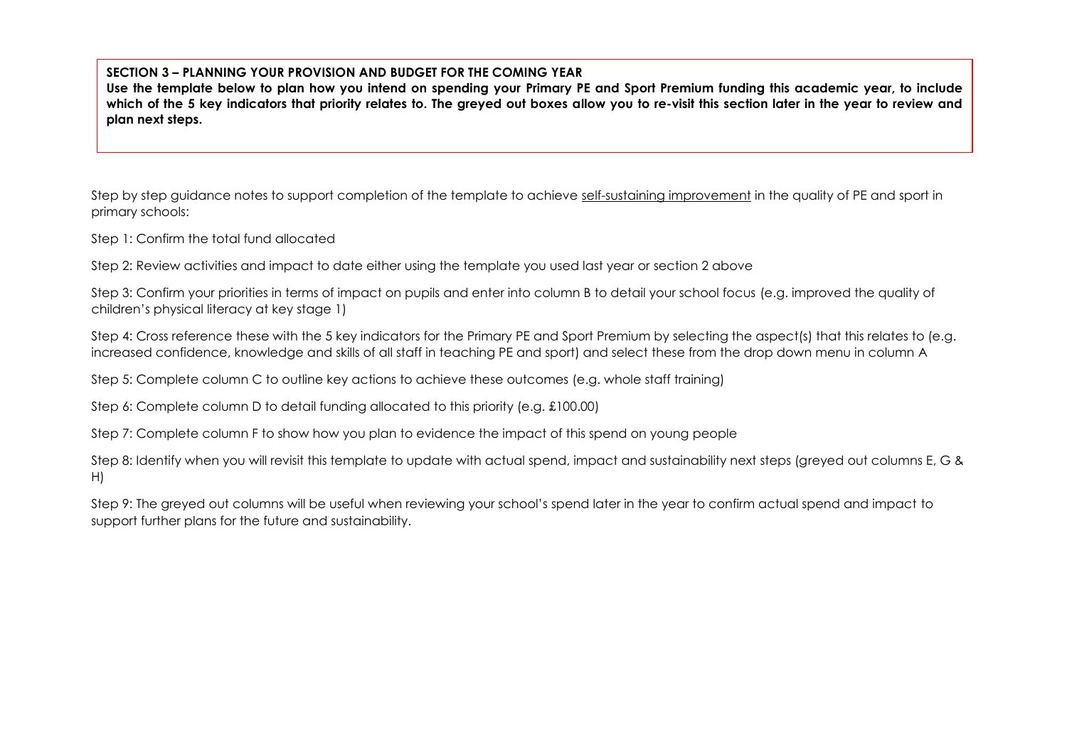**SECTION 3 – PLANNING YOUR PROVISION AND BUDGET FOR THE COMING YEAR**

**Use the template below to plan how you intend on spending your Primary PE and Sport Premium funding this academic year, to include which of the 5 key indicators that priority relates to. The greyed out boxes allow you to re-visit this section later in the year to review and plan next steps.**

Step by step guidance notes to support completion of the template to achieve <u>self-sustaining improvement</u> in the quality of PE and sport in primary schools:

Step 1: Confirm the total fund allocated

Step 2: Review activities and impact to date either using the template you used last year or section 2 above

Step 3: Confirm your priorities in terms of impact on pupils and enter into column B to detail your school focus (e.g. improved the quality of children's physical literacy at key stage 1)

Step 4: Cross reference these with the 5 key indicators for the Primary PE and Sport Premium by selecting the aspect(s) that this relates to (e.g. increased confidence, knowledge and skills of all staff in teaching PE and sport) and select these from the drop down menu in column A

Step 5: Complete column C to outline key actions to achieve these outcomes (e.g. whole staff training)

Step 6: Complete column D to detail funding allocated to this priority (e.g. £100.00)

Step 7: Complete column F to show how you plan to evidence the impact of this spend on young people

Step 8: Identify when you will revisit this template to update with actual spend, impact and sustainability next steps (greyed out columns E, G & H)

Step 9: The greyed out columns will be useful when reviewing your school's spend later in the year to confirm actual spend and impact to support further plans for the future and sustainability.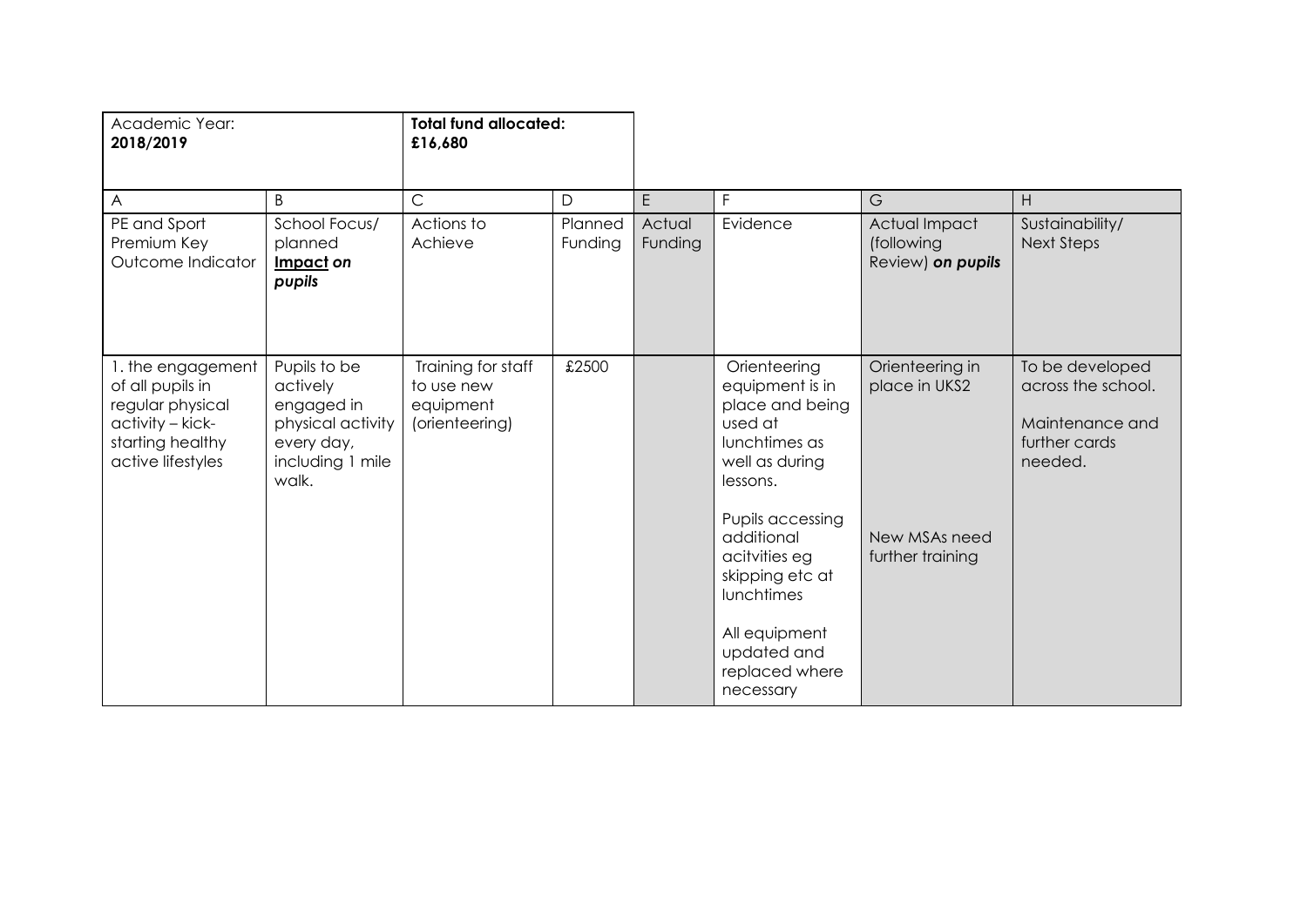| Academic Year: **2018/2019** | | **Total fund allocated: £16,680** | | | | | |
|---|---|---|---|---|---|---|---|
| A | B | C | D | E | F | G | H |
| PE and Sport Premium Key Outcome Indicator | School Focus/ planned **Impact** ***on pupils*** | Actions to Achieve | Planned Funding | Actual Funding | Evidence | Actual Impact (following Review) ***on pupils*** | Sustainability/ Next Steps |
| 1. the engagement of all pupils in regular physical activity – kick-starting healthy active lifestyles | Pupils to be actively engaged in physical activity every day, including 1 mile walk. | Training for staff to use new equipment (orienteering) | £2500 | | Orienteering equipment is in place and being used at lunchtimes as well as during lessons.<br><br>Pupils accessing additional acitvities eg skipping etc at lunchtimes<br><br>All equipment updated and replaced where necessary | Orienteering in place in UKS2<br><br>New MSAs need further training | To be developed across the school.<br><br>Maintenance and further cards needed. |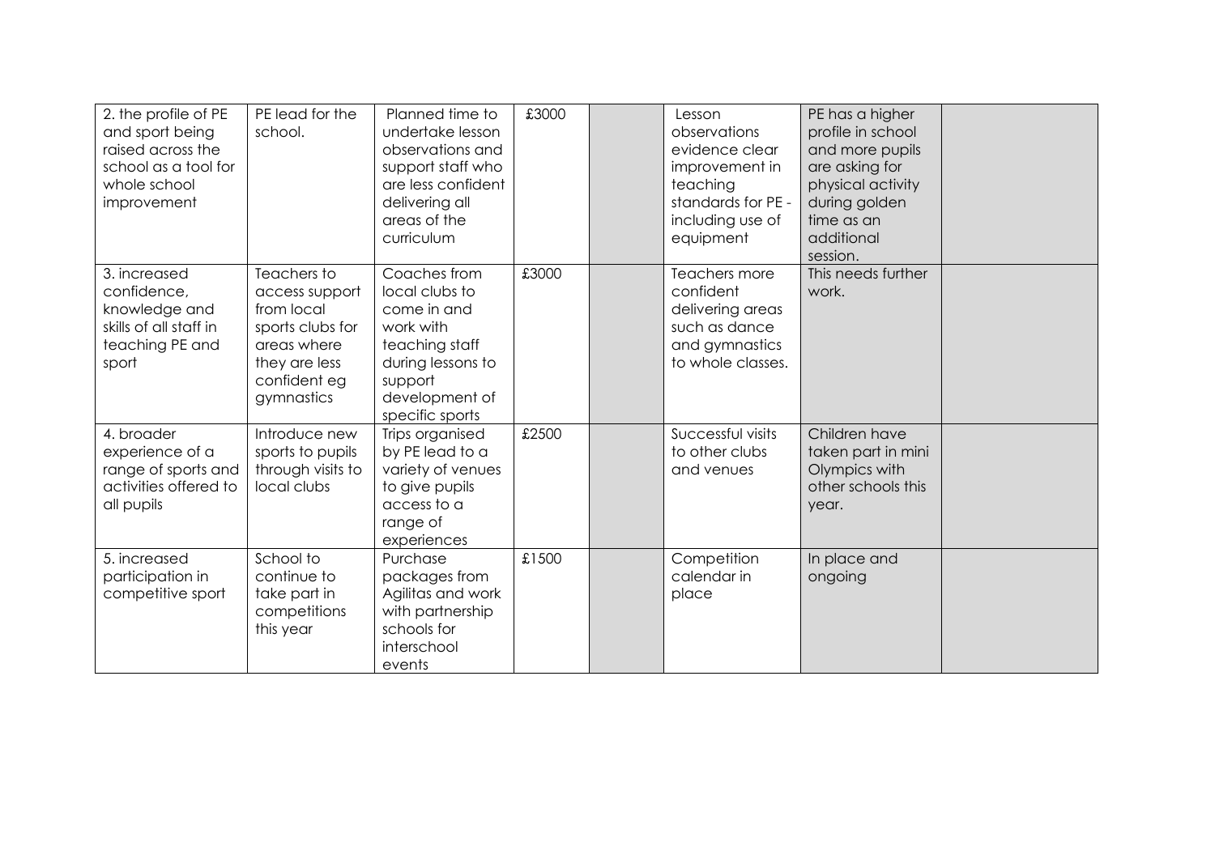| | | | | | | | |
|---|---|---|---|---|---|---|---|
| 2. the profile of PE and sport being raised across the school as a tool for whole school improvement | PE lead for the school. | Planned time to undertake lesson observations and support staff who are less confident delivering all areas of the curriculum | £3000 | | Lesson observations evidence clear improvement in teaching standards for PE - including use of equipment | PE has a higher profile in school and more pupils are asking for physical activity during golden time as an additional session. | |
| 3. increased confidence, knowledge and skills of all staff in teaching PE and sport | Teachers to access support from local sports clubs for areas where they are less confident eg gymnastics | Coaches from local clubs to come in and work with teaching staff during lessons to support development of specific sports | £3000 | | Teachers more confident delivering areas such as dance and gymnastics to whole classes. | This needs further work. | |
| 4. broader experience of a range of sports and activities offered to all pupils | Introduce new sports to pupils through visits to local clubs | Trips organised by PE lead to a variety of venues to give pupils access to a range of experiences | £2500 | | Successful visits to other clubs and venues | Children have taken part in mini Olympics with other schools this year. | |
| 5. increased participation in competitive sport | School to continue to take part in competitions this year | Purchase packages from Agilitas and work with partnership schools for interschool events | £1500 | | Competition calendar in place | In place and ongoing | |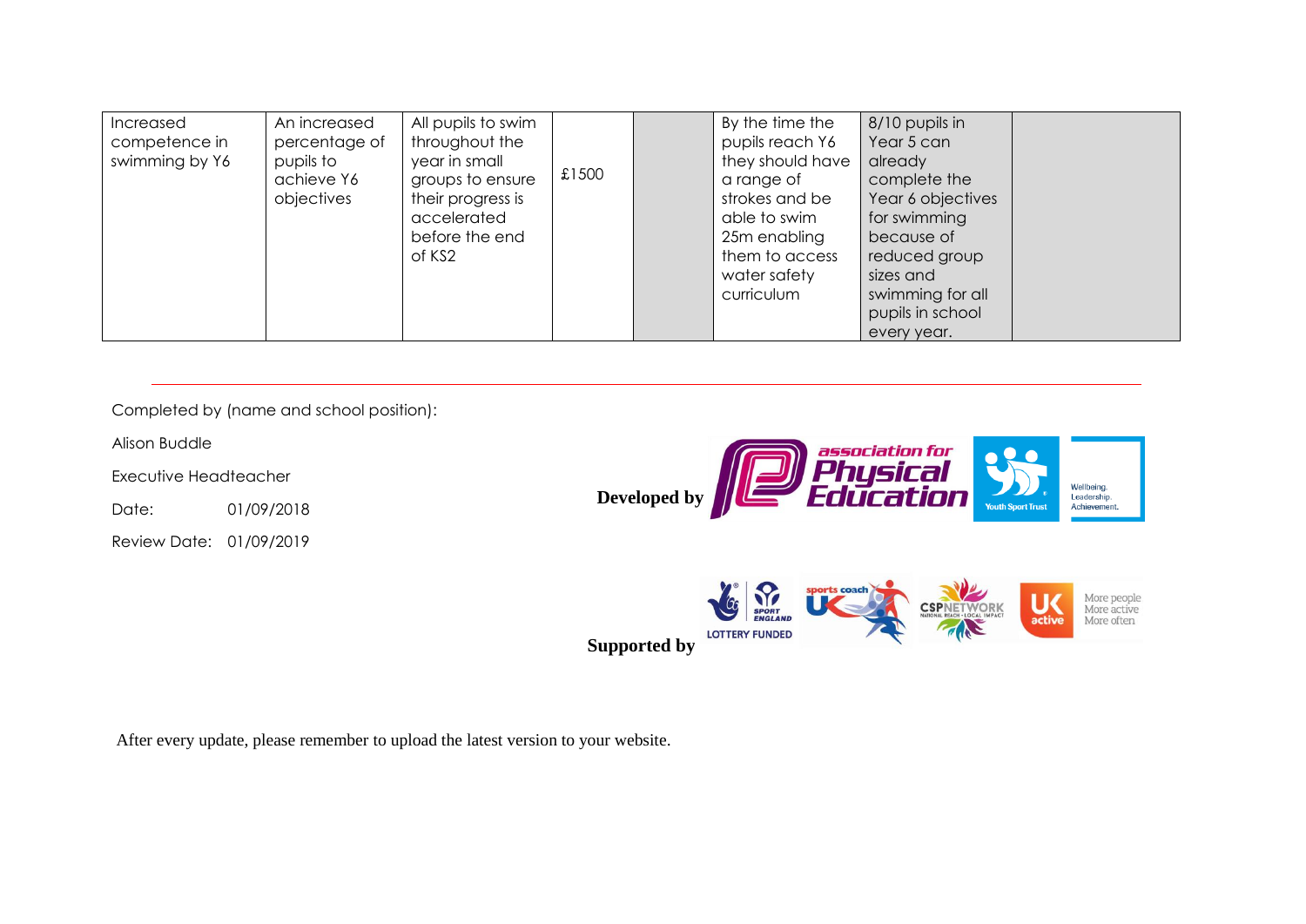| | | | | | | | |
|---|---|---|---|---|---|---|---|
| Increased competence in swimming by Y6 | An increased percentage of pupils to achieve Y6 objectives | All pupils to swim throughout the year in small groups to ensure their progress is accelerated before the end of KS2 | £1500 | | By the time the pupils reach Y6 they should have a range of strokes and be able to swim 25m enabling them to access water safety curriculum | 8/10 pupils in Year 5 can already complete the Year 6 objectives for swimming because of reduced group sizes and swimming for all pupils in school every year. | |

Completed by (name and school position):

Alison Buddle

Executive Headteacher

Date: 01/09/2018

Review Date: 01/09/2019

**Developed by** association for Physical Education, Youth Sport Trust — Wellbeing. Leadership. Achievement.

**Supported by** Sport England Lottery Funded, sports coach UK, CSPNETWORK National Reach - Local Impact, UK active — More people More active More often

After every update, please remember to upload the latest version to your website.